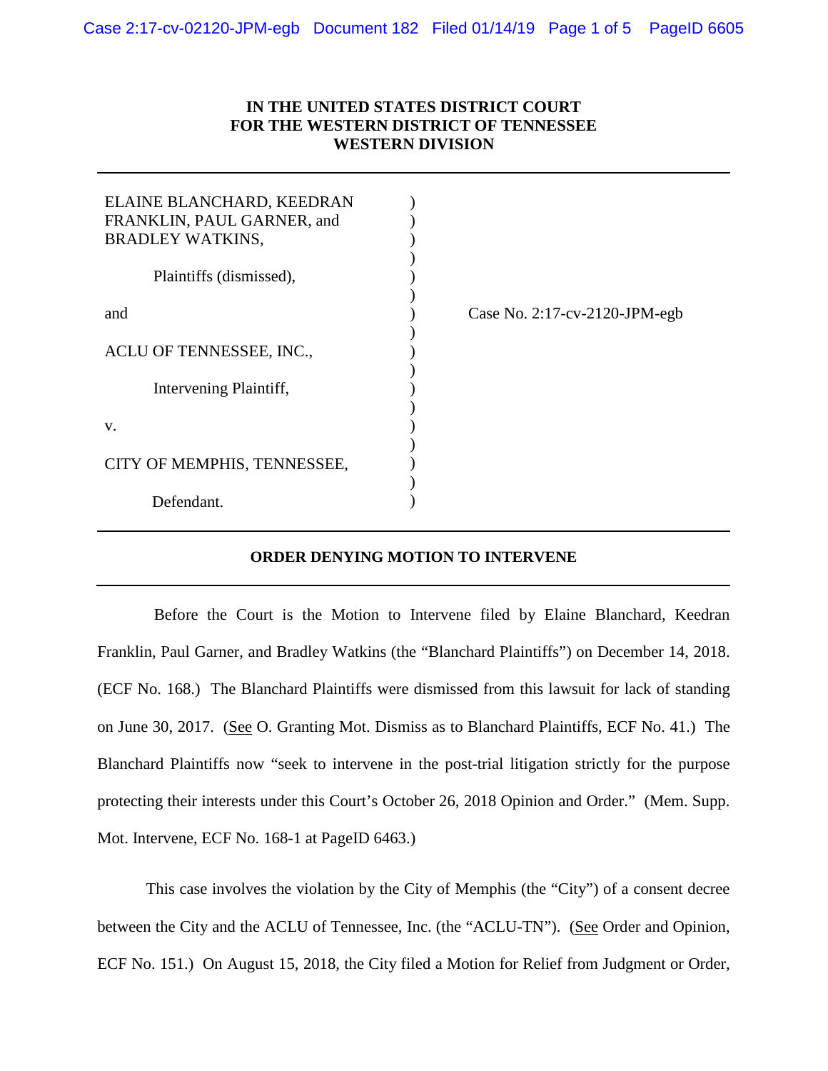**IN THE UNITED STATES DISTRICT COURT**
**FOR THE WESTERN DISTRICT OF TENNESSEE**
**WESTERN DIVISION**

---

| | | |
|---|---|---|
| ELAINE BLANCHARD, KEEDRAN FRANKLIN, PAUL GARNER, and BRADLEY WATKINS, | ) | |
| Plaintiffs (dismissed), | ) | |
| and | ) | Case No. 2:17-cv-2120-JPM-egb |
| ACLU OF TENNESSEE, INC., | ) | |
| Intervening Plaintiff, | ) | |
| v. | ) | |
| CITY OF MEMPHIS, TENNESSEE, | ) | |
| Defendant. | ) | |

---

**ORDER DENYING MOTION TO INTERVENE**

---

Before the Court is the Motion to Intervene filed by Elaine Blanchard, Keedran Franklin, Paul Garner, and Bradley Watkins (the "Blanchard Plaintiffs") on December 14, 2018. (ECF No. 168.) The Blanchard Plaintiffs were dismissed from this lawsuit for lack of standing on June 30, 2017. (See O. Granting Mot. Dismiss as to Blanchard Plaintiffs, ECF No. 41.) The Blanchard Plaintiffs now "seek to intervene in the post-trial litigation strictly for the purpose protecting their interests under this Court's October 26, 2018 Opinion and Order." (Mem. Supp. Mot. Intervene, ECF No. 168-1 at PageID 6463.)

This case involves the violation by the City of Memphis (the "City") of a consent decree between the City and the ACLU of Tennessee, Inc. (the "ACLU-TN"). (See Order and Opinion, ECF No. 151.) On August 15, 2018, the City filed a Motion for Relief from Judgment or Order,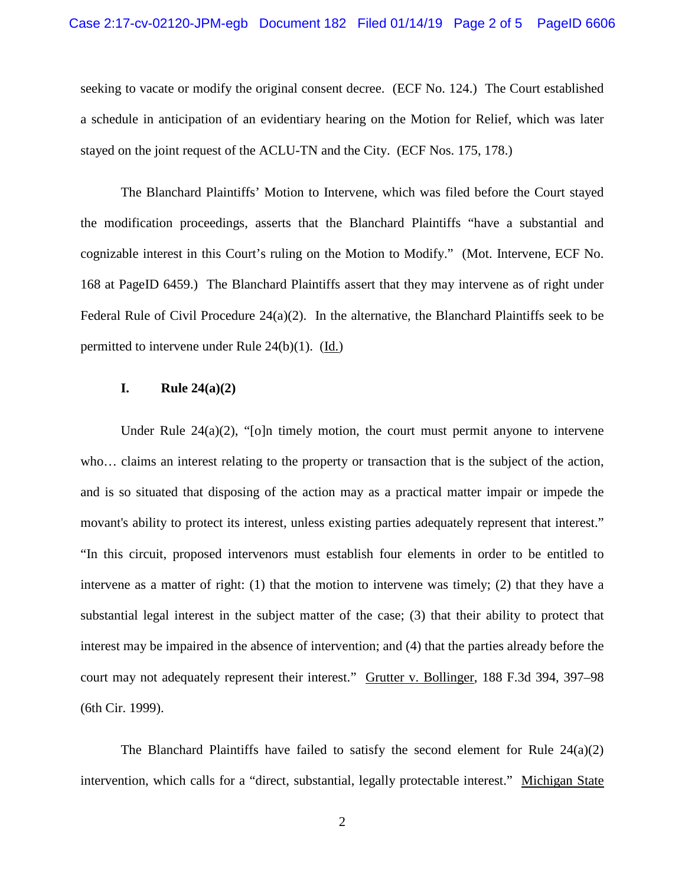seeking to vacate or modify the original consent decree. (ECF No. 124.) The Court established a schedule in anticipation of an evidentiary hearing on the Motion for Relief, which was later stayed on the joint request of the ACLU-TN and the City. (ECF Nos. 175, 178.)

The Blanchard Plaintiffs' Motion to Intervene, which was filed before the Court stayed the modification proceedings, asserts that the Blanchard Plaintiffs "have a substantial and cognizable interest in this Court's ruling on the Motion to Modify." (Mot. Intervene, ECF No. 168 at PageID 6459.) The Blanchard Plaintiffs assert that they may intervene as of right under Federal Rule of Civil Procedure 24(a)(2). In the alternative, the Blanchard Plaintiffs seek to be permitted to intervene under Rule 24(b)(1). (Id.)

## I. Rule 24(a)(2)

Under Rule 24(a)(2), "[o]n timely motion, the court must permit anyone to intervene who… claims an interest relating to the property or transaction that is the subject of the action, and is so situated that disposing of the action may as a practical matter impair or impede the movant's ability to protect its interest, unless existing parties adequately represent that interest." "In this circuit, proposed intervenors must establish four elements in order to be entitled to intervene as a matter of right: (1) that the motion to intervene was timely; (2) that they have a substantial legal interest in the subject matter of the case; (3) that their ability to protect that interest may be impaired in the absence of intervention; and (4) that the parties already before the court may not adequately represent their interest." Grutter v. Bollinger, 188 F.3d 394, 397–98 (6th Cir. 1999).

The Blanchard Plaintiffs have failed to satisfy the second element for Rule 24(a)(2) intervention, which calls for a "direct, substantial, legally protectable interest." Michigan State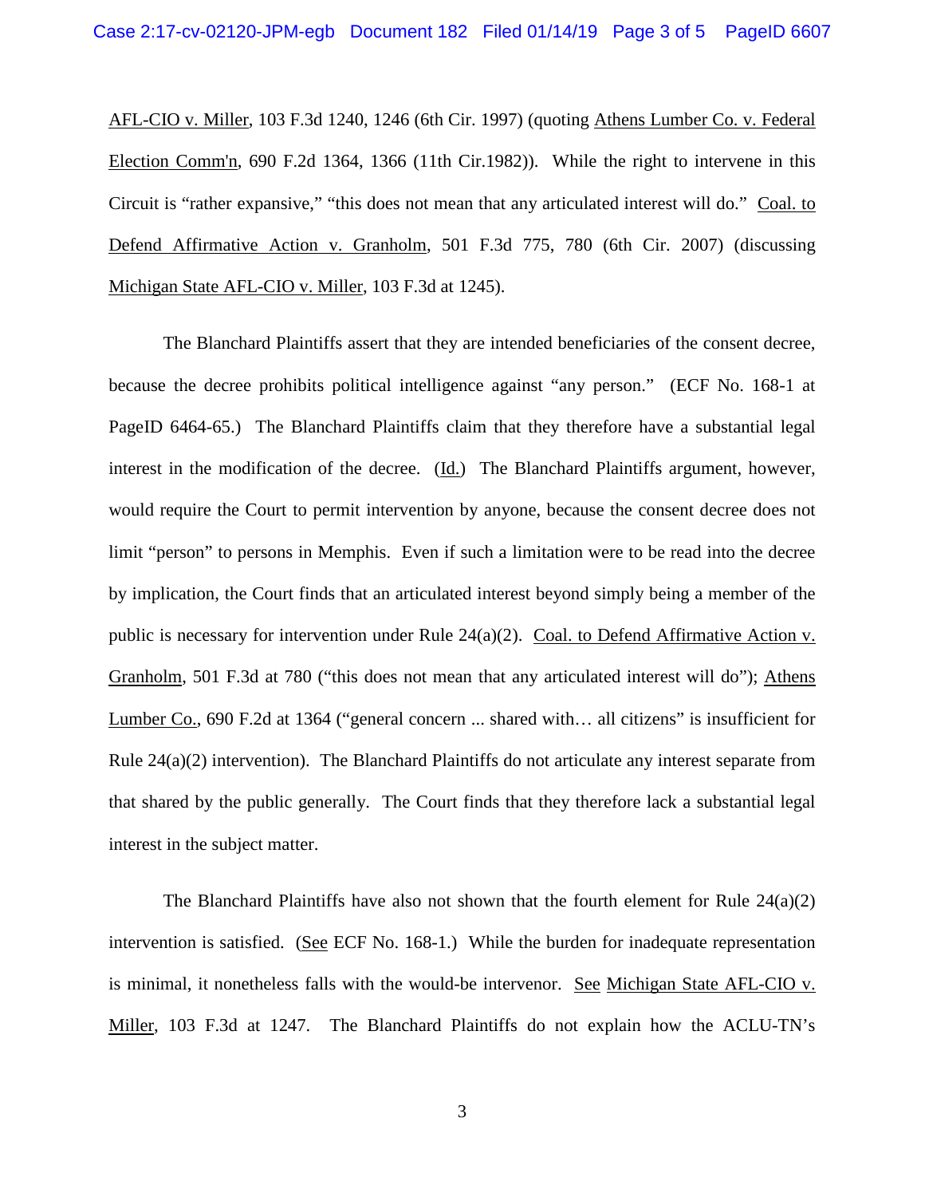AFL-CIO v. Miller, 103 F.3d 1240, 1246 (6th Cir. 1997) (quoting Athens Lumber Co. v. Federal Election Comm'n, 690 F.2d 1364, 1366 (11th Cir.1982)). While the right to intervene in this Circuit is "rather expansive," "this does not mean that any articulated interest will do." Coal. to Defend Affirmative Action v. Granholm, 501 F.3d 775, 780 (6th Cir. 2007) (discussing Michigan State AFL-CIO v. Miller, 103 F.3d at 1245).

The Blanchard Plaintiffs assert that they are intended beneficiaries of the consent decree, because the decree prohibits political intelligence against "any person." (ECF No. 168-1 at PageID 6464-65.) The Blanchard Plaintiffs claim that they therefore have a substantial legal interest in the modification of the decree. (Id.) The Blanchard Plaintiffs argument, however, would require the Court to permit intervention by anyone, because the consent decree does not limit "person" to persons in Memphis. Even if such a limitation were to be read into the decree by implication, the Court finds that an articulated interest beyond simply being a member of the public is necessary for intervention under Rule 24(a)(2). Coal. to Defend Affirmative Action v. Granholm, 501 F.3d at 780 ("this does not mean that any articulated interest will do"); Athens Lumber Co., 690 F.2d at 1364 ("general concern ... shared with… all citizens" is insufficient for Rule 24(a)(2) intervention). The Blanchard Plaintiffs do not articulate any interest separate from that shared by the public generally. The Court finds that they therefore lack a substantial legal interest in the subject matter.

The Blanchard Plaintiffs have also not shown that the fourth element for Rule 24(a)(2) intervention is satisfied. (See ECF No. 168-1.) While the burden for inadequate representation is minimal, it nonetheless falls with the would-be intervenor. See Michigan State AFL-CIO v. Miller, 103 F.3d at 1247. The Blanchard Plaintiffs do not explain how the ACLU-TN's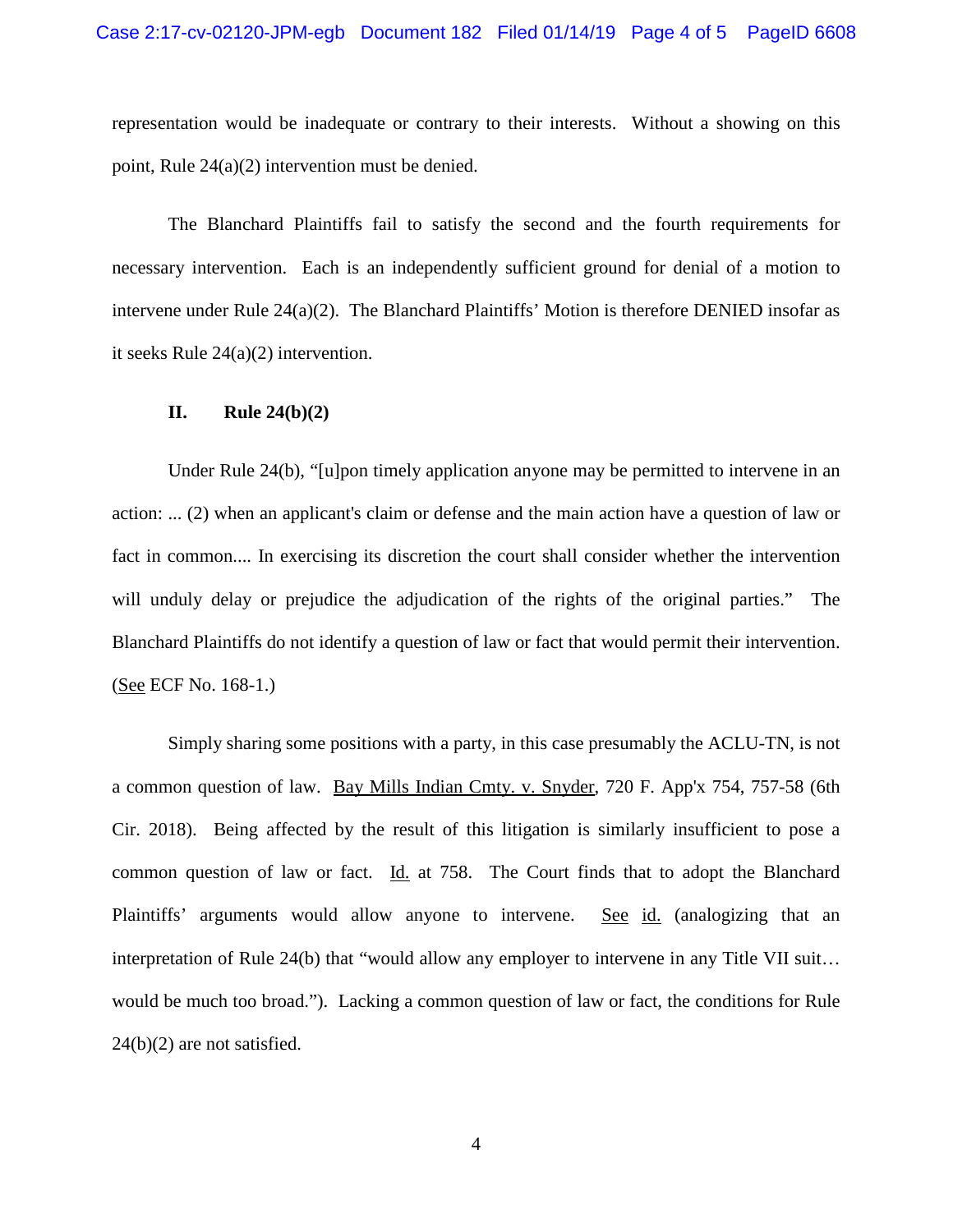representation would be inadequate or contrary to their interests. Without a showing on this point, Rule 24(a)(2) intervention must be denied.

The Blanchard Plaintiffs fail to satisfy the second and the fourth requirements for necessary intervention. Each is an independently sufficient ground for denial of a motion to intervene under Rule 24(a)(2). The Blanchard Plaintiffs' Motion is therefore DENIED insofar as it seeks Rule 24(a)(2) intervention.

## II. Rule 24(b)(2)

Under Rule 24(b), "[u]pon timely application anyone may be permitted to intervene in an action: ... (2) when an applicant's claim or defense and the main action have a question of law or fact in common.... In exercising its discretion the court shall consider whether the intervention will unduly delay or prejudice the adjudication of the rights of the original parties." The Blanchard Plaintiffs do not identify a question of law or fact that would permit their intervention. (See ECF No. 168-1.)

Simply sharing some positions with a party, in this case presumably the ACLU-TN, is not a common question of law. Bay Mills Indian Cmty. v. Snyder, 720 F. App'x 754, 757-58 (6th Cir. 2018). Being affected by the result of this litigation is similarly insufficient to pose a common question of law or fact. Id. at 758. The Court finds that to adopt the Blanchard Plaintiffs' arguments would allow anyone to intervene. See id. (analogizing that an interpretation of Rule 24(b) that "would allow any employer to intervene in any Title VII suit… would be much too broad."). Lacking a common question of law or fact, the conditions for Rule 24(b)(2) are not satisfied.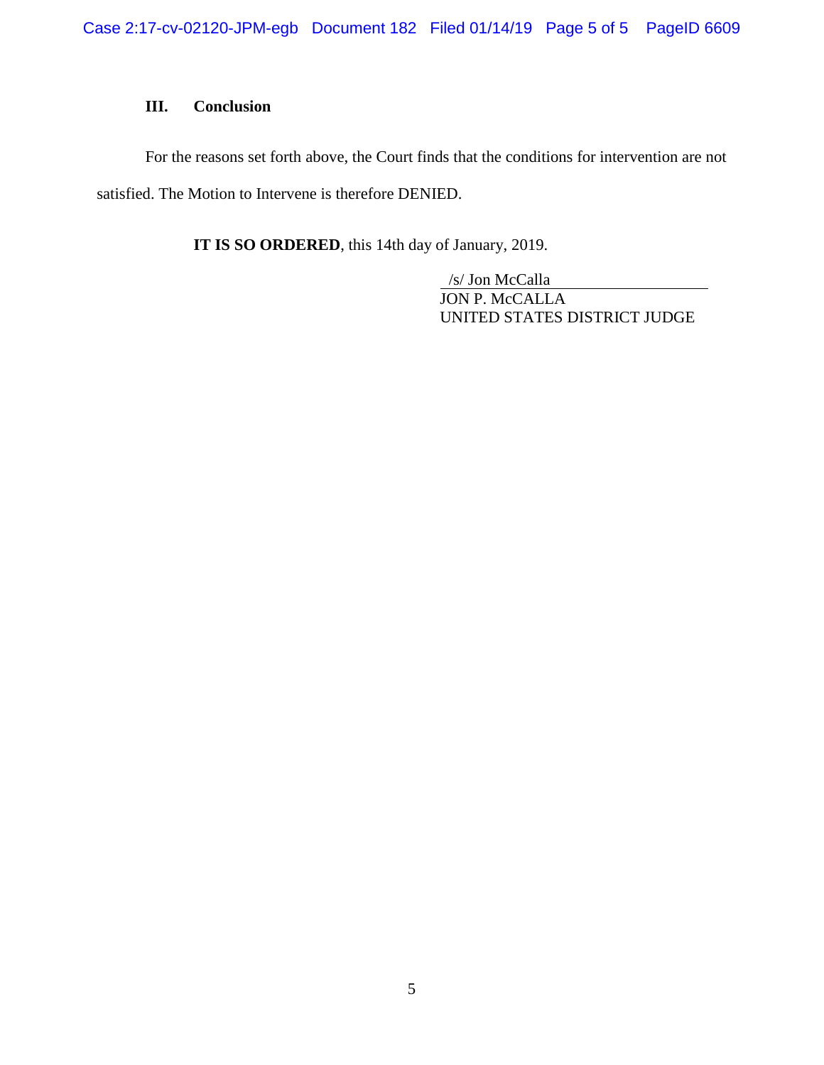## III. Conclusion

For the reasons set forth above, the Court finds that the conditions for intervention are not satisfied. The Motion to Intervene is therefore DENIED.

**IT IS SO ORDERED**, this 14th day of January, 2019.

/s/ Jon McCalla
JON P. McCALLA
UNITED STATES DISTRICT JUDGE